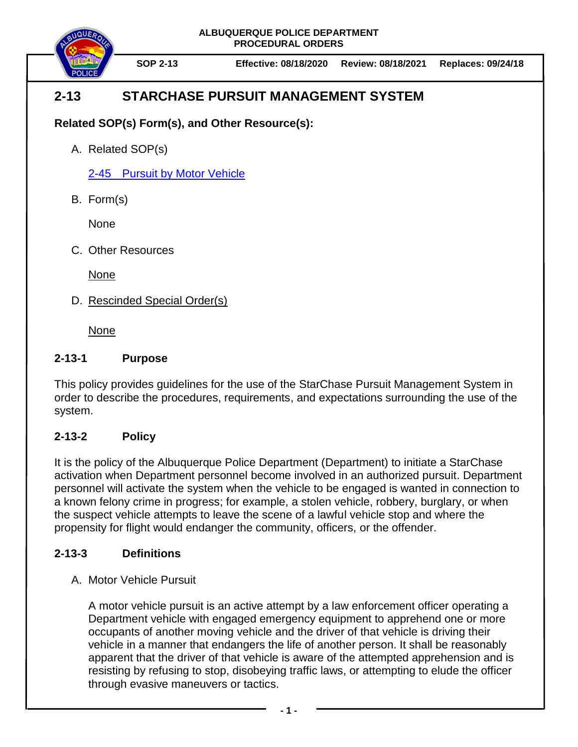**ALBUQUERQUE POLICE DEPARTMENT**
**PROCEDURAL ORDERS**

**SOP 2-13** | **Effective: 08/18/2020** | **Review: 08/18/2021** | **Replaces: 09/24/18**

# 2-13 STARCHASE PURSUIT MANAGEMENT SYSTEM

**Related SOP(s) Form(s), and Other Resource(s):**

A. Related SOP(s)

[2-45 Pursuit by Motor Vehicle]

B. Form(s)

None

C. Other Resources

None

D. Rescinded Special Order(s)

None

## 2-13-1 Purpose

This policy provides guidelines for the use of the StarChase Pursuit Management System in order to describe the procedures, requirements, and expectations surrounding the use of the system.

## 2-13-2 Policy

It is the policy of the Albuquerque Police Department (Department) to initiate a StarChase activation when Department personnel become involved in an authorized pursuit. Department personnel will activate the system when the vehicle to be engaged is wanted in connection to a known felony crime in progress; for example, a stolen vehicle, robbery, burglary, or when the suspect vehicle attempts to leave the scene of a lawful vehicle stop and where the propensity for flight would endanger the community, officers, or the offender.

## 2-13-3 Definitions

A. Motor Vehicle Pursuit

A motor vehicle pursuit is an active attempt by a law enforcement officer operating a Department vehicle with engaged emergency equipment to apprehend one or more occupants of another moving vehicle and the driver of that vehicle is driving their vehicle in a manner that endangers the life of another person. It shall be reasonably apparent that the driver of that vehicle is aware of the attempted apprehension and is resisting by refusing to stop, disobeying traffic laws, or attempting to elude the officer through evasive maneuvers or tactics.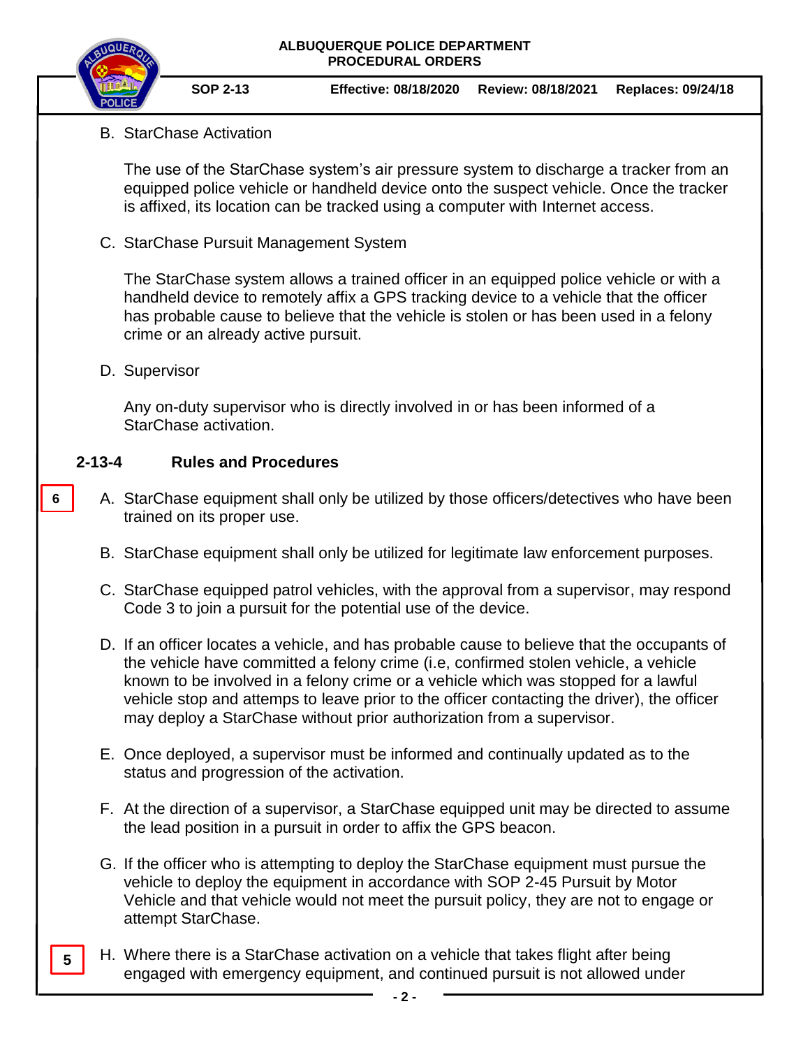B. StarChase Activation

The use of the StarChase system's air pressure system to discharge a tracker from an equipped police vehicle or handheld device onto the suspect vehicle. Once the tracker is affixed, its location can be tracked using a computer with Internet access.

C. StarChase Pursuit Management System

The StarChase system allows a trained officer in an equipped police vehicle or with a handheld device to remotely affix a GPS tracking device to a vehicle that the officer has probable cause to believe that the vehicle is stolen or has been used in a felony crime or an already active pursuit.

D. Supervisor

Any on-duty supervisor who is directly involved in or has been informed of a StarChase activation.

## 2-13-4 Rules and Procedures

6

A. StarChase equipment shall only be utilized by those officers/detectives who have been trained on its proper use.

B. StarChase equipment shall only be utilized for legitimate law enforcement purposes.

C. StarChase equipped patrol vehicles, with the approval from a supervisor, may respond Code 3 to join a pursuit for the potential use of the device.

D. If an officer locates a vehicle, and has probable cause to believe that the occupants of the vehicle have committed a felony crime (i.e, confirmed stolen vehicle, a vehicle known to be involved in a felony crime or a vehicle which was stopped for a lawful vehicle stop and attemps to leave prior to the officer contacting the driver), the officer may deploy a StarChase without prior authorization from a supervisor.

E. Once deployed, a supervisor must be informed and continually updated as to the status and progression of the activation.

F. At the direction of a supervisor, a StarChase equipped unit may be directed to assume the lead position in a pursuit in order to affix the GPS beacon.

G. If the officer who is attempting to deploy the StarChase equipment must pursue the vehicle to deploy the equipment in accordance with SOP 2-45 Pursuit by Motor Vehicle and that vehicle would not meet the pursuit policy, they are not to engage or attempt StarChase.

5

H. Where there is a StarChase activation on a vehicle that takes flight after being engaged with emergency equipment, and continued pursuit is not allowed under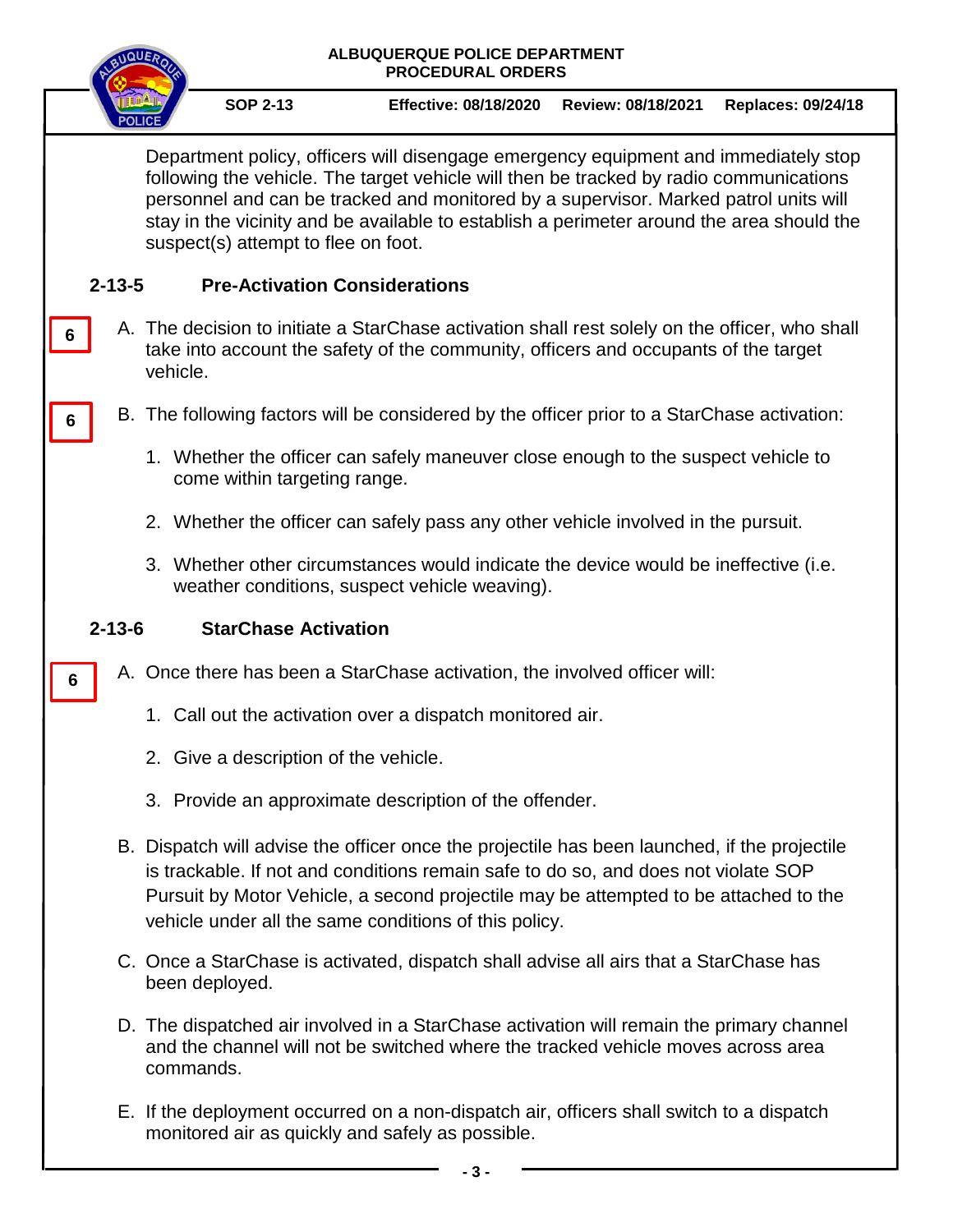Department policy, officers will disengage emergency equipment and immediately stop following the vehicle. The target vehicle will then be tracked by radio communications personnel and can be tracked and monitored by a supervisor. Marked patrol units will stay in the vicinity and be available to establish a perimeter around the area should the suspect(s) attempt to flee on foot.

## 2-13-5 Pre-Activation Considerations

6

A. The decision to initiate a StarChase activation shall rest solely on the officer, who shall take into account the safety of the community, officers and occupants of the target vehicle.

6

B. The following factors will be considered by the officer prior to a StarChase activation:

1. Whether the officer can safely maneuver close enough to the suspect vehicle to come within targeting range.

2. Whether the officer can safely pass any other vehicle involved in the pursuit.

3. Whether other circumstances would indicate the device would be ineffective (i.e. weather conditions, suspect vehicle weaving).

## 2-13-6 StarChase Activation

6

A. Once there has been a StarChase activation, the involved officer will:

1. Call out the activation over a dispatch monitored air.

2. Give a description of the vehicle.

3. Provide an approximate description of the offender.

B. Dispatch will advise the officer once the projectile has been launched, if the projectile is trackable. If not and conditions remain safe to do so, and does not violate SOP Pursuit by Motor Vehicle, a second projectile may be attempted to be attached to the vehicle under all the same conditions of this policy.

C. Once a StarChase is activated, dispatch shall advise all airs that a StarChase has been deployed.

D. The dispatched air involved in a StarChase activation will remain the primary channel and the channel will not be switched where the tracked vehicle moves across area commands.

E. If the deployment occurred on a non-dispatch air, officers shall switch to a dispatch monitored air as quickly and safely as possible.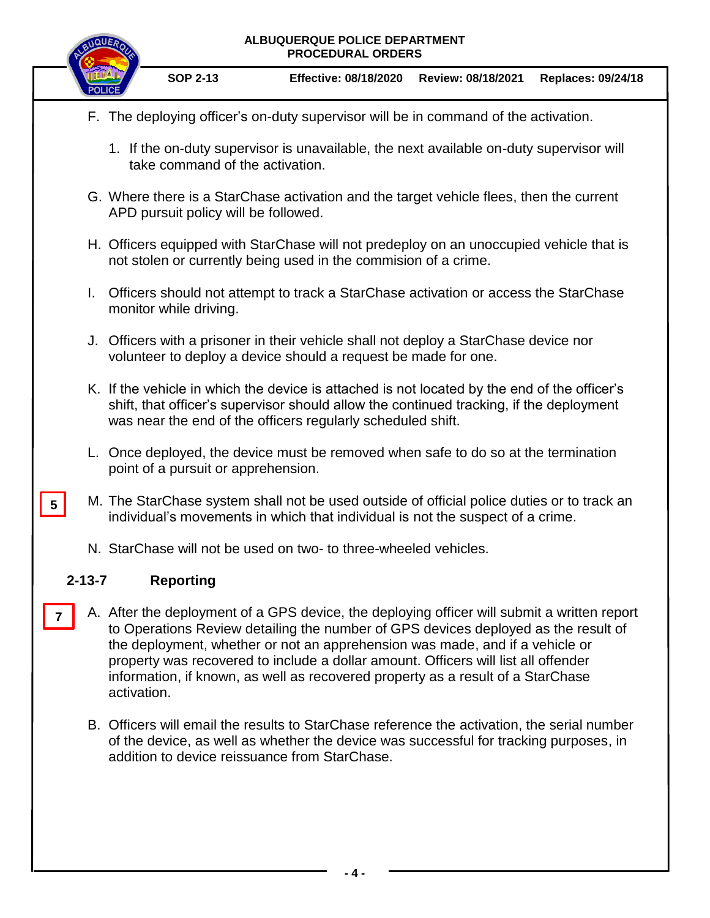F. The deploying officer's on-duty supervisor will be in command of the activation.

   1. If the on-duty supervisor is unavailable, the next available on-duty supervisor will take command of the activation.

G. Where there is a StarChase activation and the target vehicle flees, then the current APD pursuit policy will be followed.

H. Officers equipped with StarChase will not predeploy on an unoccupied vehicle that is not stolen or currently being used in the commision of a crime.

I. Officers should not attempt to track a StarChase activation or access the StarChase monitor while driving.

J. Officers with a prisoner in their vehicle shall not deploy a StarChase device nor volunteer to deploy a device should a request be made for one.

K. If the vehicle in which the device is attached is not located by the end of the officer's shift, that officer's supervisor should allow the continued tracking, if the deployment was near the end of the officers regularly scheduled shift.

L. Once deployed, the device must be removed when safe to do so at the termination point of a pursuit or apprehension.

5

M. The StarChase system shall not be used outside of official police duties or to track an individual's movements in which that individual is not the suspect of a crime.

N. StarChase will not be used on two- to three-wheeled vehicles.

## 2-13-7 Reporting

7

A. After the deployment of a GPS device, the deploying officer will submit a written report to Operations Review detailing the number of GPS devices deployed as the result of the deployment, whether or not an apprehension was made, and if a vehicle or property was recovered to include a dollar amount. Officers will list all offender information, if known, as well as recovered property as a result of a StarChase activation.

B. Officers will email the results to StarChase reference the activation, the serial number of the device, as well as whether the device was successful for tracking purposes, in addition to device reissuance from StarChase.